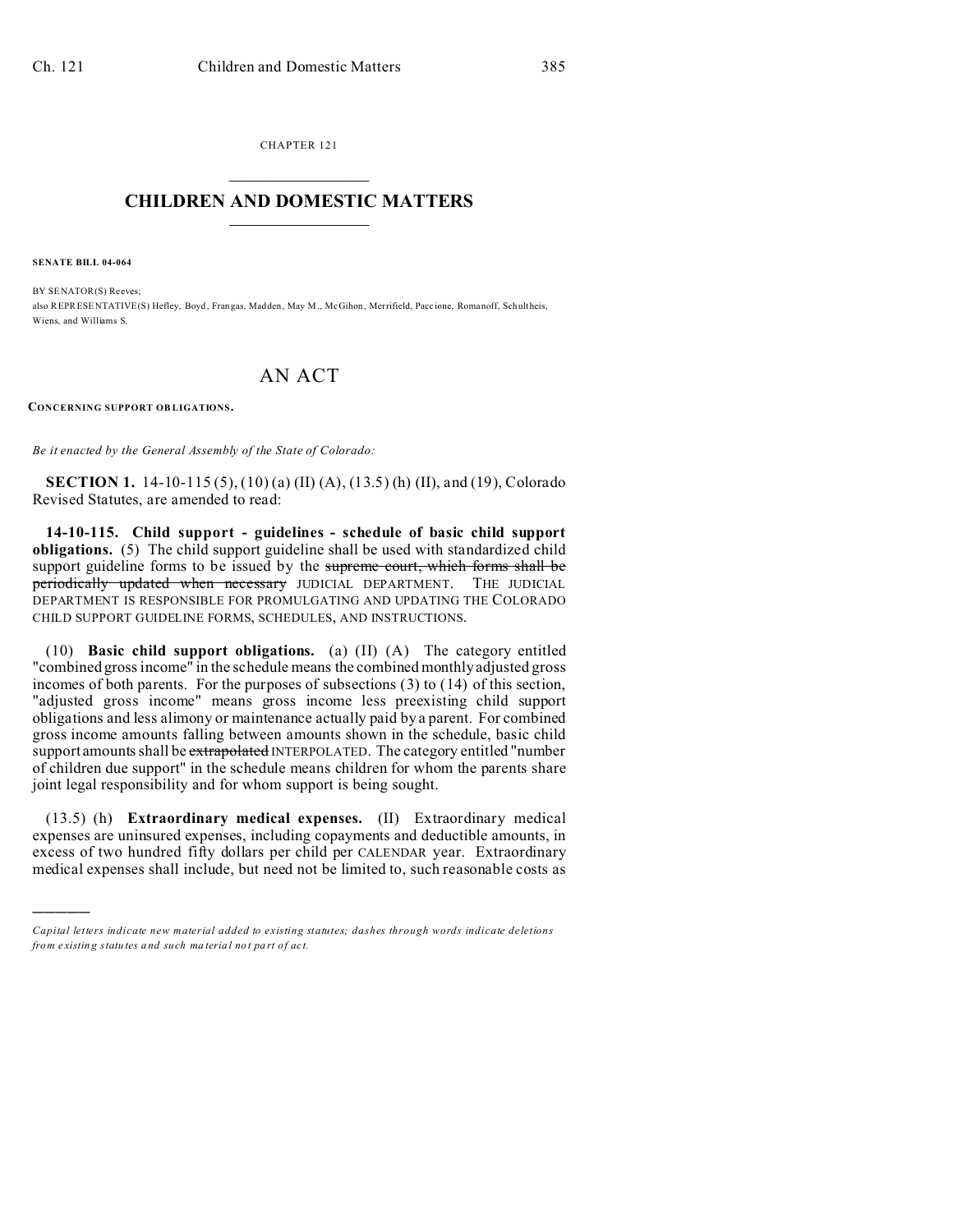CHAPTER 121

# CHILDREN AND DOMESTIC MATTERS

**SENATE BILL 04-064**

BY SENATOR(S) Reeves;
also REPRESENTATIVE(S) Hefley, Boyd, Frangas, Madden, May M., McGihon, Merrifield, Paccione, Romanoff, Schultheis, Wiens, and Williams S.

## AN ACT

**CONCERNING SUPPORT OBLIGATIONS.**

*Be it enacted by the General Assembly of the State of Colorado:*

**SECTION 1.** 14-10-115 (5), (10) (a) (II) (A), (13.5) (h) (II), and (19), Colorado Revised Statutes, are amended to read:

**14-10-115. Child support - guidelines - schedule of basic child support obligations.** (5) The child support guideline shall be used with standardized child support guideline forms to be issued by the ~~supreme court, which forms shall be periodically updated when necessary~~ JUDICIAL DEPARTMENT. THE JUDICIAL DEPARTMENT IS RESPONSIBLE FOR PROMULGATING AND UPDATING THE COLORADO CHILD SUPPORT GUIDELINE FORMS, SCHEDULES, AND INSTRUCTIONS.

(10) **Basic child support obligations.** (a) (II) (A) The category entitled "combined gross income" in the schedule means the combined monthly adjusted gross incomes of both parents. For the purposes of subsections (3) to (14) of this section, "adjusted gross income" means gross income less preexisting child support obligations and less alimony or maintenance actually paid by a parent. For combined gross income amounts falling between amounts shown in the schedule, basic child support amounts shall be ~~extrapolated~~ INTERPOLATED. The category entitled "number of children due support" in the schedule means children for whom the parents share joint legal responsibility and for whom support is being sought.

(13.5) (h) **Extraordinary medical expenses.** (II) Extraordinary medical expenses are uninsured expenses, including copayments and deductible amounts, in excess of two hundred fifty dollars per child per CALENDAR year. Extraordinary medical expenses shall include, but need not be limited to, such reasonable costs as

*Capital letters indicate new material added to existing statutes; dashes through words indicate deletions from existing statutes and such material not part of act.*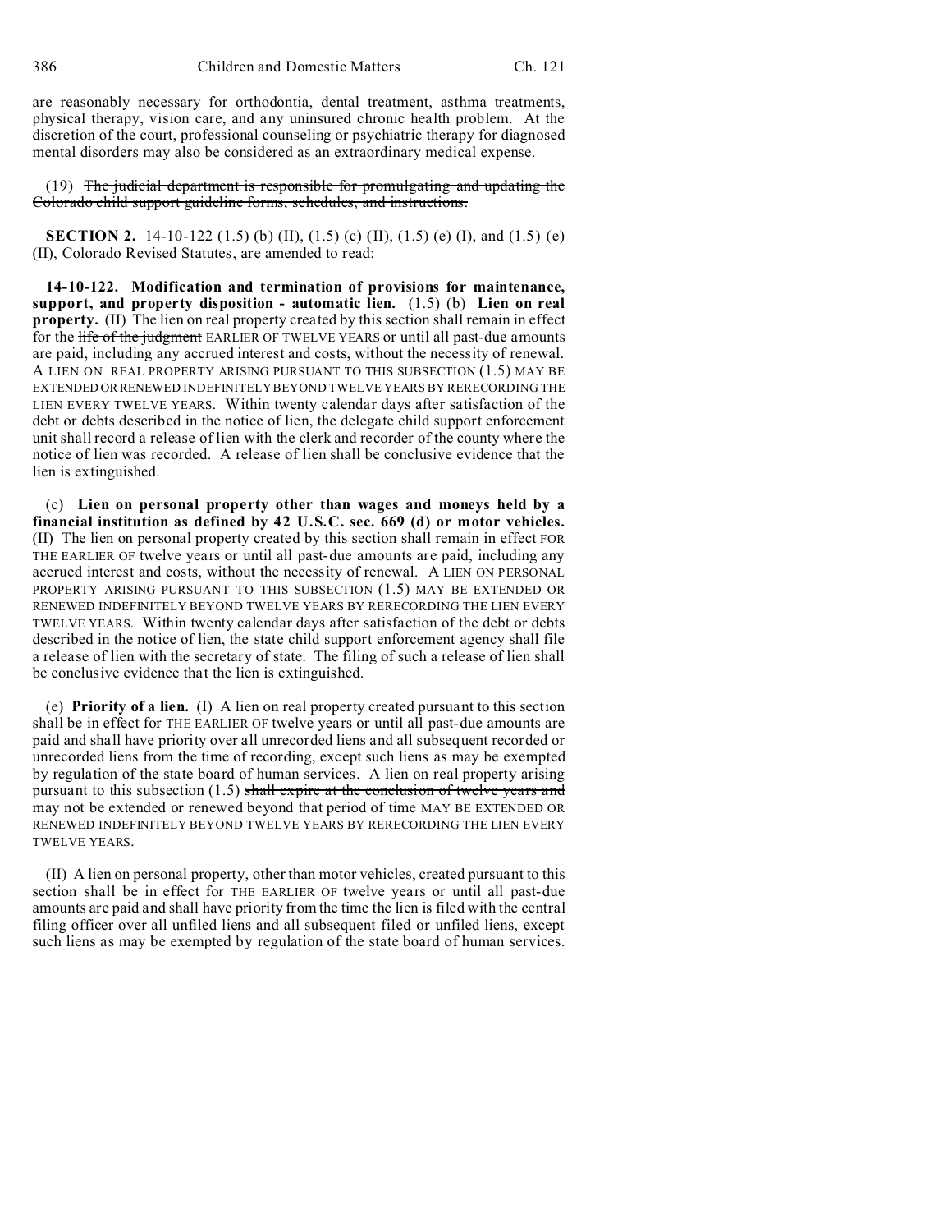are reasonably necessary for orthodontia, dental treatment, asthma treatments, physical therapy, vision care, and any uninsured chronic health problem. At the discretion of the court, professional counseling or psychiatric therapy for diagnosed mental disorders may also be considered as an extraordinary medical expense.

(19) ~~The judicial department is responsible for promulgating and updating the Colorado child support guideline forms, schedules, and instructions.~~

**SECTION 2.** 14-10-122 (1.5) (b) (II), (1.5) (c) (II), (1.5) (e) (I), and (1.5) (e) (II), Colorado Revised Statutes, are amended to read:

**14-10-122. Modification and termination of provisions for maintenance, support, and property disposition - automatic lien.** (1.5) (b) **Lien on real property.** (II) The lien on real property created by this section shall remain in effect for the ~~life of the judgment~~ EARLIER OF TWELVE YEARS or until all past-due amounts are paid, including any accrued interest and costs, without the necessity of renewal. A LIEN ON REAL PROPERTY ARISING PURSUANT TO THIS SUBSECTION (1.5) MAY BE EXTENDED OR RENEWED INDEFINITELY BEYOND TWELVE YEARS BY RERECORDING THE LIEN EVERY TWELVE YEARS. Within twenty calendar days after satisfaction of the debt or debts described in the notice of lien, the delegate child support enforcement unit shall record a release of lien with the clerk and recorder of the county where the notice of lien was recorded. A release of lien shall be conclusive evidence that the lien is extinguished.

(c) **Lien on personal property other than wages and moneys held by a financial institution as defined by 42 U.S.C. sec. 669 (d) or motor vehicles.** (II) The lien on personal property created by this section shall remain in effect FOR THE EARLIER OF twelve years or until all past-due amounts are paid, including any accrued interest and costs, without the necessity of renewal. A LIEN ON PERSONAL PROPERTY ARISING PURSUANT TO THIS SUBSECTION (1.5) MAY BE EXTENDED OR RENEWED INDEFINITELY BEYOND TWELVE YEARS BY RERECORDING THE LIEN EVERY TWELVE YEARS. Within twenty calendar days after satisfaction of the debt or debts described in the notice of lien, the state child support enforcement agency shall file a release of lien with the secretary of state. The filing of such a release of lien shall be conclusive evidence that the lien is extinguished.

(e) **Priority of a lien.** (I) A lien on real property created pursuant to this section shall be in effect for THE EARLIER OF twelve years or until all past-due amounts are paid and shall have priority over all unrecorded liens and all subsequent recorded or unrecorded liens from the time of recording, except such liens as may be exempted by regulation of the state board of human services. A lien on real property arising pursuant to this subsection (1.5) ~~shall expire at the conclusion of twelve years and may not be extended or renewed beyond that period of time~~ MAY BE EXTENDED OR RENEWED INDEFINITELY BEYOND TWELVE YEARS BY RERECORDING THE LIEN EVERY TWELVE YEARS.

(II) A lien on personal property, other than motor vehicles, created pursuant to this section shall be in effect for THE EARLIER OF twelve years or until all past-due amounts are paid and shall have priority from the time the lien is filed with the central filing officer over all unfiled liens and all subsequent filed or unfiled liens, except such liens as may be exempted by regulation of the state board of human services.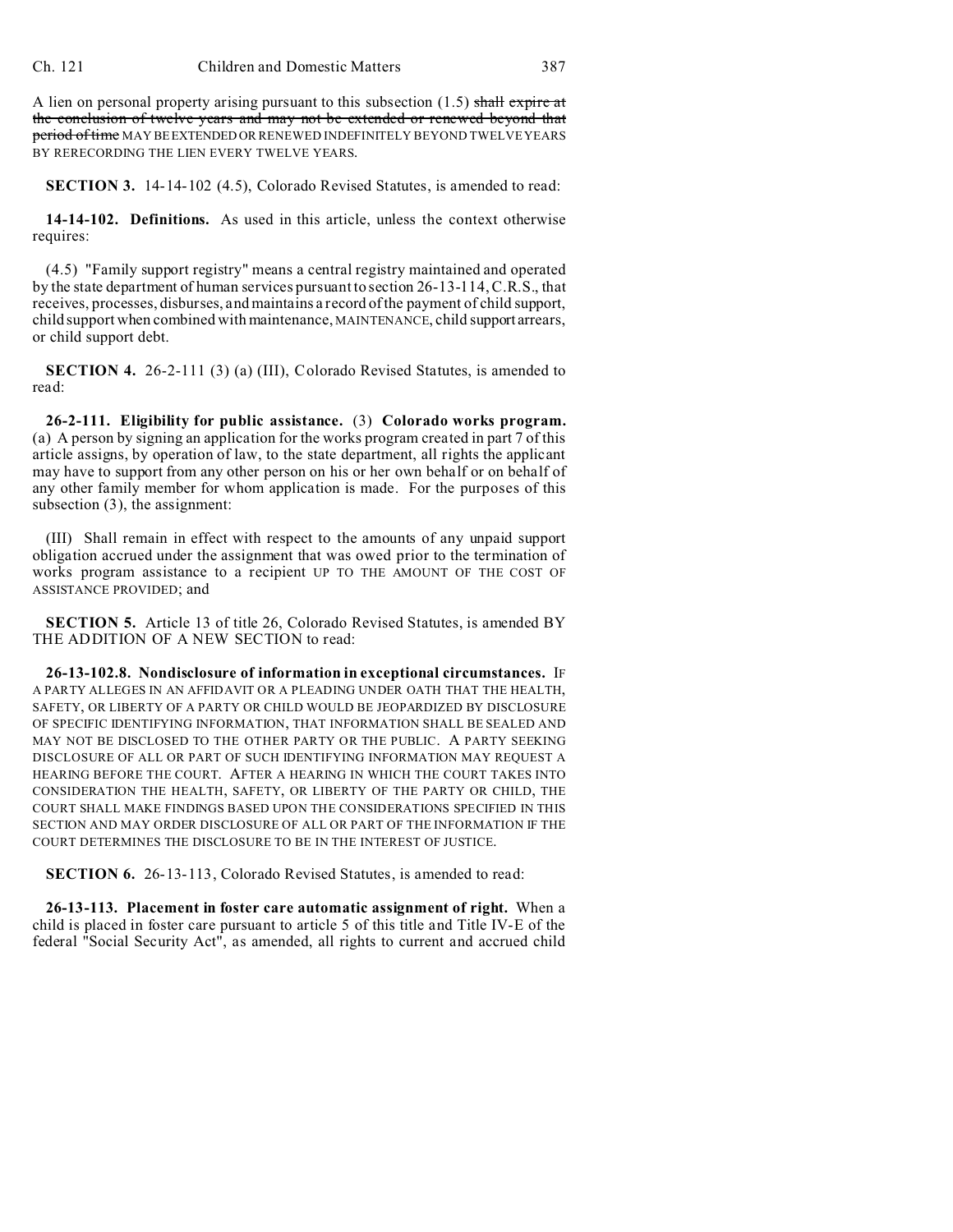A lien on personal property arising pursuant to this subsection (1.5) ~~shall expire at the conclusion of twelve years and may not be extended or renewed beyond that period of time~~ MAY BE EXTENDED OR RENEWED INDEFINITELY BEYOND TWELVE YEARS BY RERECORDING THE LIEN EVERY TWELVE YEARS.

**SECTION 3.** 14-14-102 (4.5), Colorado Revised Statutes, is amended to read:

**14-14-102. Definitions.** As used in this article, unless the context otherwise requires:

(4.5) "Family support registry" means a central registry maintained and operated by the state department of human services pursuant to section 26-13-114, C.R.S., that receives, processes, disburses, and maintains a record of the payment of child support, child support when combined with maintenance, MAINTENANCE, child support arrears, or child support debt.

**SECTION 4.** 26-2-111 (3) (a) (III), Colorado Revised Statutes, is amended to read:

**26-2-111. Eligibility for public assistance.** (3) **Colorado works program.** (a) A person by signing an application for the works program created in part 7 of this article assigns, by operation of law, to the state department, all rights the applicant may have to support from any other person on his or her own behalf or on behalf of any other family member for whom application is made. For the purposes of this subsection (3), the assignment:

(III) Shall remain in effect with respect to the amounts of any unpaid support obligation accrued under the assignment that was owed prior to the termination of works program assistance to a recipient UP TO THE AMOUNT OF THE COST OF ASSISTANCE PROVIDED; and

**SECTION 5.** Article 13 of title 26, Colorado Revised Statutes, is amended BY THE ADDITION OF A NEW SECTION to read:

**26-13-102.8. Nondisclosure of information in exceptional circumstances.** IF A PARTY ALLEGES IN AN AFFIDAVIT OR A PLEADING UNDER OATH THAT THE HEALTH, SAFETY, OR LIBERTY OF A PARTY OR CHILD WOULD BE JEOPARDIZED BY DISCLOSURE OF SPECIFIC IDENTIFYING INFORMATION, THAT INFORMATION SHALL BE SEALED AND MAY NOT BE DISCLOSED TO THE OTHER PARTY OR THE PUBLIC. A PARTY SEEKING DISCLOSURE OF ALL OR PART OF SUCH IDENTIFYING INFORMATION MAY REQUEST A HEARING BEFORE THE COURT. AFTER A HEARING IN WHICH THE COURT TAKES INTO CONSIDERATION THE HEALTH, SAFETY, OR LIBERTY OF THE PARTY OR CHILD, THE COURT SHALL MAKE FINDINGS BASED UPON THE CONSIDERATIONS SPECIFIED IN THIS SECTION AND MAY ORDER DISCLOSURE OF ALL OR PART OF THE INFORMATION IF THE COURT DETERMINES THE DISCLOSURE TO BE IN THE INTEREST OF JUSTICE.

**SECTION 6.** 26-13-113, Colorado Revised Statutes, is amended to read:

**26-13-113. Placement in foster care automatic assignment of right.** When a child is placed in foster care pursuant to article 5 of this title and Title IV-E of the federal "Social Security Act", as amended, all rights to current and accrued child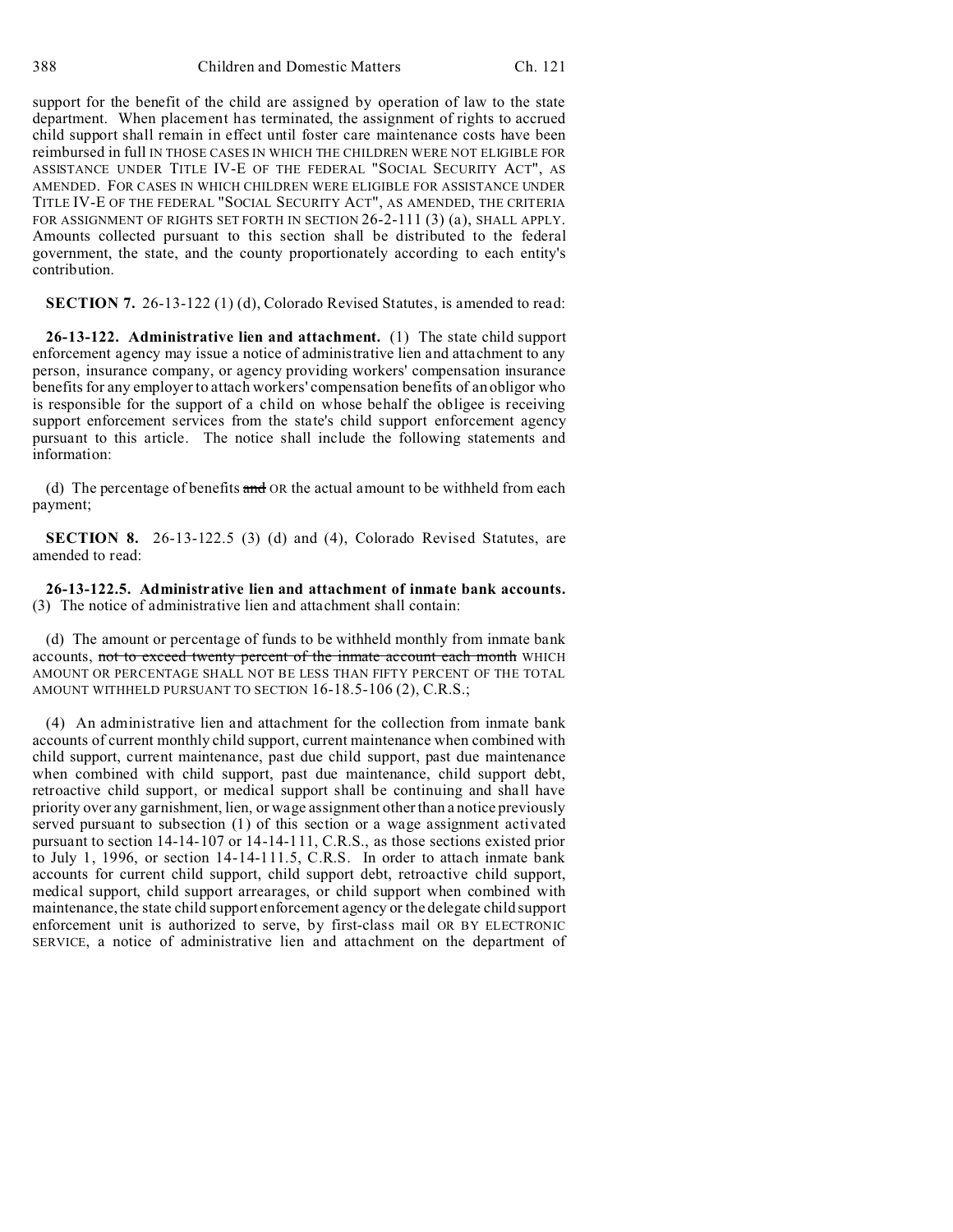support for the benefit of the child are assigned by operation of law to the state department. When placement has terminated, the assignment of rights to accrued child support shall remain in effect until foster care maintenance costs have been reimbursed in full IN THOSE CASES IN WHICH THE CHILDREN WERE NOT ELIGIBLE FOR ASSISTANCE UNDER TITLE IV-E OF THE FEDERAL "SOCIAL SECURITY ACT", AS AMENDED. FOR CASES IN WHICH CHILDREN WERE ELIGIBLE FOR ASSISTANCE UNDER TITLE IV-E OF THE FEDERAL "SOCIAL SECURITY ACT", AS AMENDED, THE CRITERIA FOR ASSIGNMENT OF RIGHTS SET FORTH IN SECTION 26-2-111 (3) (a), SHALL APPLY. Amounts collected pursuant to this section shall be distributed to the federal government, the state, and the county proportionately according to each entity's contribution.

**SECTION 7.** 26-13-122 (1) (d), Colorado Revised Statutes, is amended to read:

**26-13-122. Administrative lien and attachment.** (1) The state child support enforcement agency may issue a notice of administrative lien and attachment to any person, insurance company, or agency providing workers' compensation insurance benefits for any employer to attach workers' compensation benefits of an obligor who is responsible for the support of a child on whose behalf the obligee is receiving support enforcement services from the state's child support enforcement agency pursuant to this article. The notice shall include the following statements and information:

(d) The percentage of benefits ~~and~~ OR the actual amount to be withheld from each payment;

**SECTION 8.** 26-13-122.5 (3) (d) and (4), Colorado Revised Statutes, are amended to read:

**26-13-122.5. Administrative lien and attachment of inmate bank accounts.** (3) The notice of administrative lien and attachment shall contain:

(d) The amount or percentage of funds to be withheld monthly from inmate bank accounts, ~~not to exceed twenty percent of the inmate account each month~~ WHICH AMOUNT OR PERCENTAGE SHALL NOT BE LESS THAN FIFTY PERCENT OF THE TOTAL AMOUNT WITHHELD PURSUANT TO SECTION 16-18.5-106 (2), C.R.S.;

(4) An administrative lien and attachment for the collection from inmate bank accounts of current monthly child support, current maintenance when combined with child support, current maintenance, past due child support, past due maintenance when combined with child support, past due maintenance, child support debt, retroactive child support, or medical support shall be continuing and shall have priority over any garnishment, lien, or wage assignment other than a notice previously served pursuant to subsection (1) of this section or a wage assignment activated pursuant to section 14-14-107 or 14-14-111, C.R.S., as those sections existed prior to July 1, 1996, or section 14-14-111.5, C.R.S. In order to attach inmate bank accounts for current child support, child support debt, retroactive child support, medical support, child support arrearages, or child support when combined with maintenance, the state child support enforcement agency or the delegate child support enforcement unit is authorized to serve, by first-class mail OR BY ELECTRONIC SERVICE, a notice of administrative lien and attachment on the department of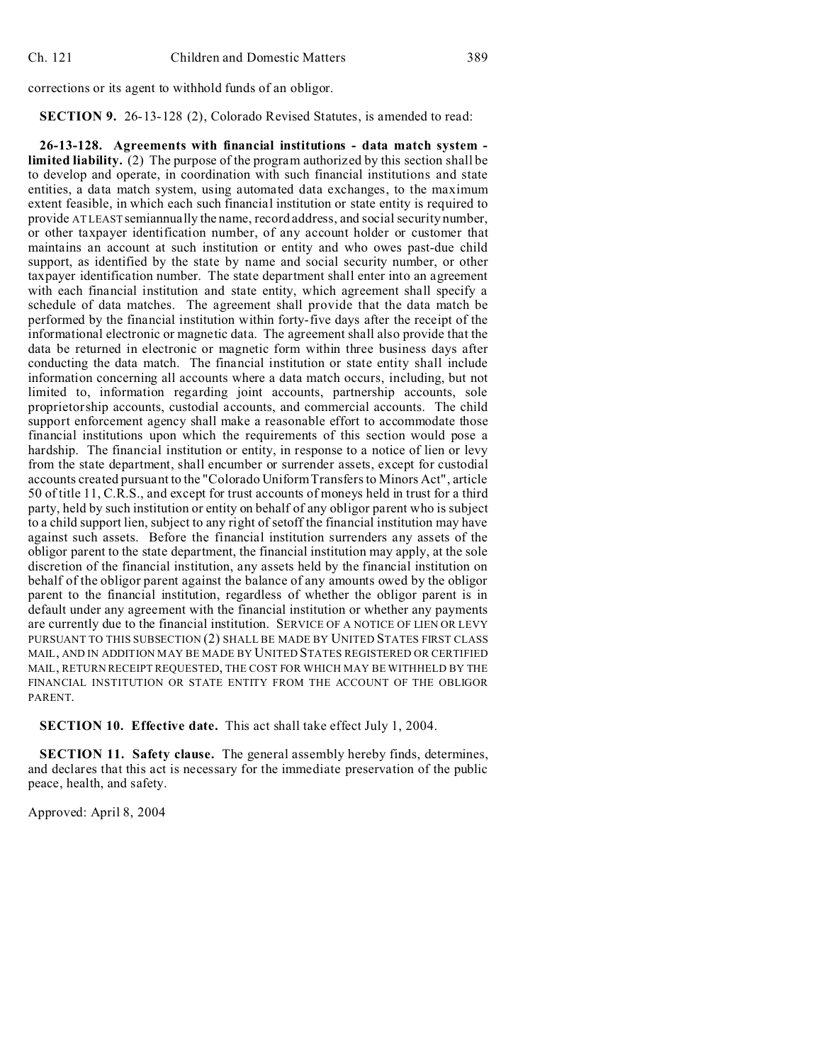corrections or its agent to withhold funds of an obligor.

**SECTION 9.** 26-13-128 (2), Colorado Revised Statutes, is amended to read:

**26-13-128. Agreements with financial institutions - data match system - limited liability.** (2) The purpose of the program authorized by this section shall be to develop and operate, in coordination with such financial institutions and state entities, a data match system, using automated data exchanges, to the maximum extent feasible, in which each such financial institution or state entity is required to provide AT LEAST semiannually the name, record address, and social security number, or other taxpayer identification number, of any account holder or customer that maintains an account at such institution or entity and who owes past-due child support, as identified by the state by name and social security number, or other taxpayer identification number. The state department shall enter into an agreement with each financial institution and state entity, which agreement shall specify a schedule of data matches. The agreement shall provide that the data match be performed by the financial institution within forty-five days after the receipt of the informational electronic or magnetic data. The agreement shall also provide that the data be returned in electronic or magnetic form within three business days after conducting the data match. The financial institution or state entity shall include information concerning all accounts where a data match occurs, including, but not limited to, information regarding joint accounts, partnership accounts, sole proprietorship accounts, custodial accounts, and commercial accounts. The child support enforcement agency shall make a reasonable effort to accommodate those financial institutions upon which the requirements of this section would pose a hardship. The financial institution or entity, in response to a notice of lien or levy from the state department, shall encumber or surrender assets, except for custodial accounts created pursuant to the "Colorado Uniform Transfers to Minors Act", article 50 of title 11, C.R.S., and except for trust accounts of moneys held in trust for a third party, held by such institution or entity on behalf of any obligor parent who is subject to a child support lien, subject to any right of setoff the financial institution may have against such assets. Before the financial institution surrenders any assets of the obligor parent to the state department, the financial institution may apply, at the sole discretion of the financial institution, any assets held by the financial institution on behalf of the obligor parent against the balance of any amounts owed by the obligor parent to the financial institution, regardless of whether the obligor parent is in default under any agreement with the financial institution or whether any payments are currently due to the financial institution. SERVICE OF A NOTICE OF LIEN OR LEVY PURSUANT TO THIS SUBSECTION (2) SHALL BE MADE BY UNITED STATES FIRST CLASS MAIL, AND IN ADDITION MAY BE MADE BY UNITED STATES REGISTERED OR CERTIFIED MAIL, RETURN RECEIPT REQUESTED, THE COST FOR WHICH MAY BE WITHHELD BY THE FINANCIAL INSTITUTION OR STATE ENTITY FROM THE ACCOUNT OF THE OBLIGOR PARENT.

**SECTION 10. Effective date.** This act shall take effect July 1, 2004.

**SECTION 11. Safety clause.** The general assembly hereby finds, determines, and declares that this act is necessary for the immediate preservation of the public peace, health, and safety.

Approved: April 8, 2004